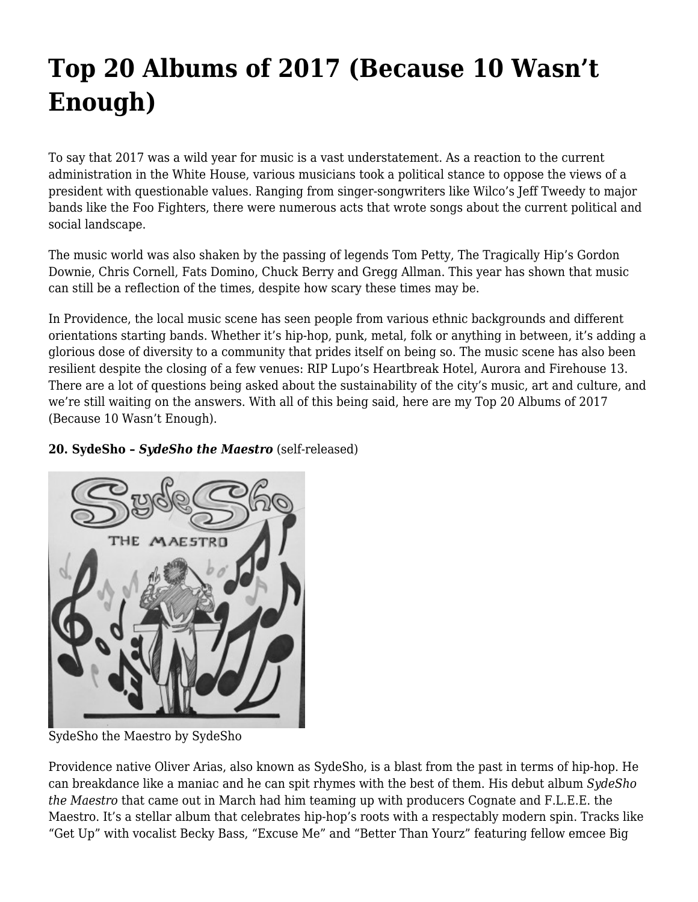# Top 20 Albums of 2017 (Because 10 Wasn't Enough)

To say that 2017 was a wild year for music is a vast understatement. As a reaction to the current administration in the White House, various musicians took a political stance to oppose the views of a president with questionable values. Ranging from singer-songwriters like Wilco's Jeff Tweedy to major bands like the Foo Fighters, there were numerous acts that wrote songs about the current political and social landscape.

The music world was also shaken by the passing of legends Tom Petty, The Tragically Hip's Gordon Downie, Chris Cornell, Fats Domino, Chuck Berry and Gregg Allman. This year has shown that music can still be a reflection of the times, despite how scary these times may be.

In Providence, the local music scene has seen people from various ethnic backgrounds and different orientations starting bands. Whether it's hip-hop, punk, metal, folk or anything in between, it's adding a glorious dose of diversity to a community that prides itself on being so. The music scene has also been resilient despite the closing of a few venues: RIP Lupo's Heartbreak Hotel, Aurora and Firehouse 13. There are a lot of questions being asked about the sustainability of the city's music, art and culture, and we're still waiting on the answers. With all of this being said, here are my Top 20 Albums of 2017 (Because 10 Wasn't Enough).

**20. SydeSho – *SydeSho the Maestro*** (self-released)

SydeSho the Maestro by SydeSho

Providence native Oliver Arias, also known as SydeSho, is a blast from the past in terms of hip-hop. He can breakdance like a maniac and he can spit rhymes with the best of them. His debut album *SydeSho the Maestro* that came out in March had him teaming up with producers Cognate and F.L.E.E. the Maestro. It's a stellar album that celebrates hip-hop's roots with a respectably modern spin. Tracks like "Get Up" with vocalist Becky Bass, "Excuse Me" and "Better Than Yourz" featuring fellow emcee Big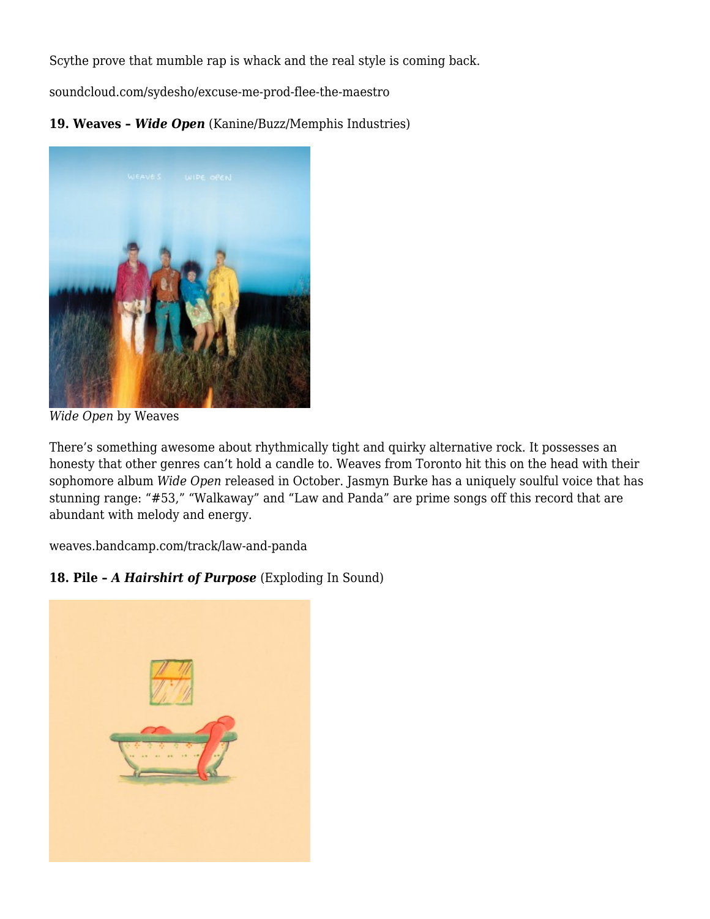Scythe prove that mumble rap is whack and the real style is coming back.

soundcloud.com/sydesho/excuse-me-prod-flee-the-maestro

**19. Weaves – *Wide Open*** (Kanine/Buzz/Memphis Industries)

*Wide Open* by Weaves

There's something awesome about rhythmically tight and quirky alternative rock. It possesses an honesty that other genres can't hold a candle to. Weaves from Toronto hit this on the head with their sophomore album *Wide Open* released in October. Jasmyn Burke has a uniquely soulful voice that has stunning range: "#53," "Walkaway" and "Law and Panda" are prime songs off this record that are abundant with melody and energy.

weaves.bandcamp.com/track/law-and-panda

**18. Pile – *A Hairshirt of Purpose*** (Exploding In Sound)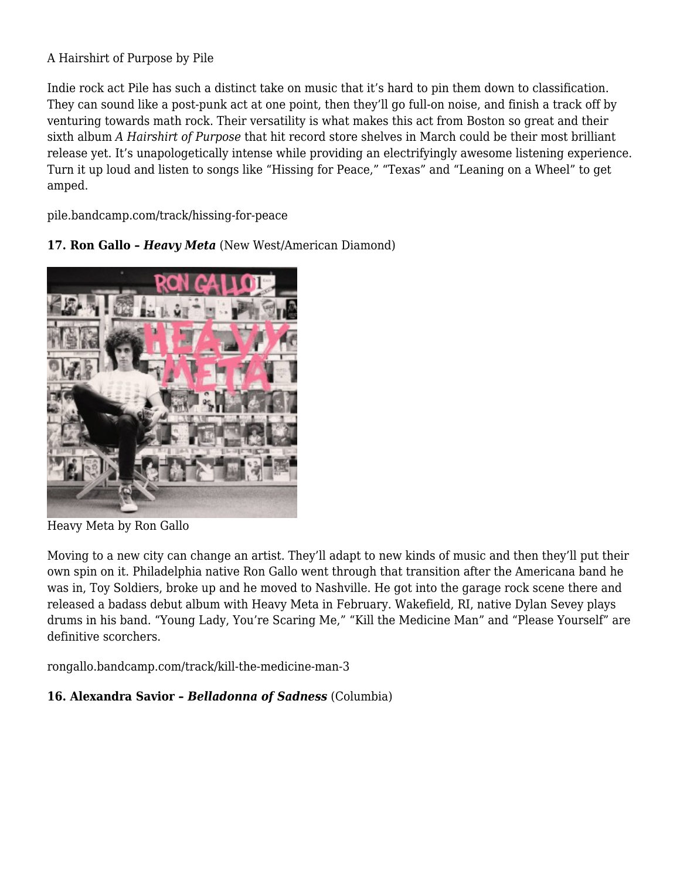A Hairshirt of Purpose by Pile

Indie rock act Pile has such a distinct take on music that it's hard to pin them down to classification. They can sound like a post-punk act at one point, then they'll go full-on noise, and finish a track off by venturing towards math rock. Their versatility is what makes this act from Boston so great and their sixth album *A Hairshirt of Purpose* that hit record store shelves in March could be their most brilliant release yet. It's unapologetically intense while providing an electrifyingly awesome listening experience. Turn it up loud and listen to songs like "Hissing for Peace," "Texas" and "Leaning on a Wheel" to get amped.

pile.bandcamp.com/track/hissing-for-peace

**17. Ron Gallo – *Heavy Meta*** (New West/American Diamond)

Heavy Meta by Ron Gallo

Moving to a new city can change an artist. They'll adapt to new kinds of music and then they'll put their own spin on it. Philadelphia native Ron Gallo went through that transition after the Americana band he was in, Toy Soldiers, broke up and he moved to Nashville. He got into the garage rock scene there and released a badass debut album with Heavy Meta in February. Wakefield, RI, native Dylan Sevey plays drums in his band. "Young Lady, You're Scaring Me," "Kill the Medicine Man" and "Please Yourself" are definitive scorchers.

rongallo.bandcamp.com/track/kill-the-medicine-man-3

**16. Alexandra Savior – *Belladonna of Sadness*** (Columbia)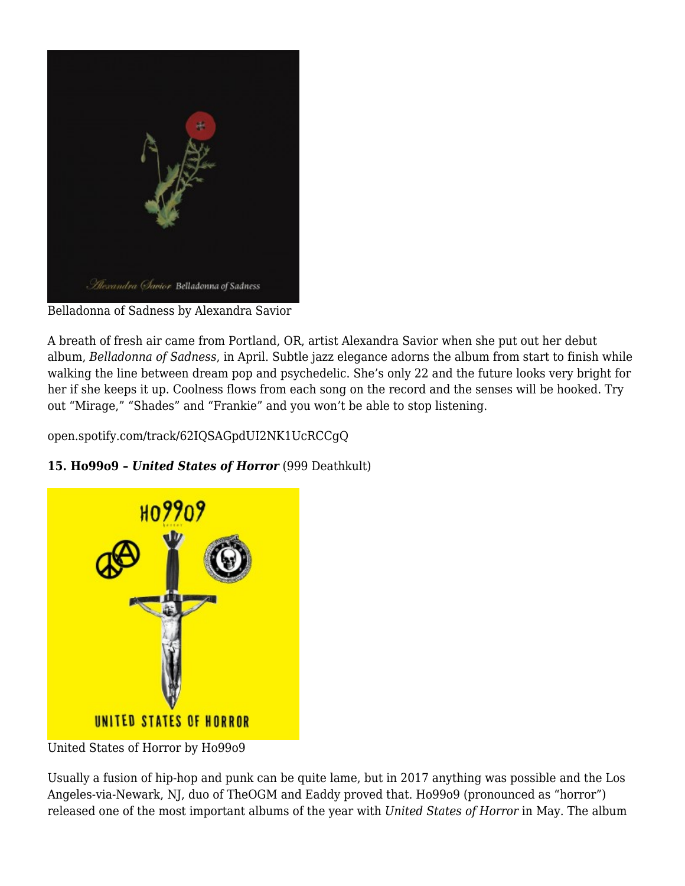Belladonna of Sadness by Alexandra Savior

A breath of fresh air came from Portland, OR, artist Alexandra Savior when she put out her debut album, *Belladonna of Sadness*, in April. Subtle jazz elegance adorns the album from start to finish while walking the line between dream pop and psychedelic. She's only 22 and the future looks very bright for her if she keeps it up. Coolness flows from each song on the record and the senses will be hooked. Try out "Mirage," "Shades" and "Frankie" and you won't be able to stop listening.

open.spotify.com/track/62IQSAGpdUI2NK1UcRCCgQ

**15. Ho99o9 – *United States of Horror*** (999 Deathkult)

United States of Horror by Ho99o9

Usually a fusion of hip-hop and punk can be quite lame, but in 2017 anything was possible and the Los Angeles-via-Newark, NJ, duo of TheOGM and Eaddy proved that. Ho99o9 (pronounced as "horror") released one of the most important albums of the year with *United States of Horror* in May. The album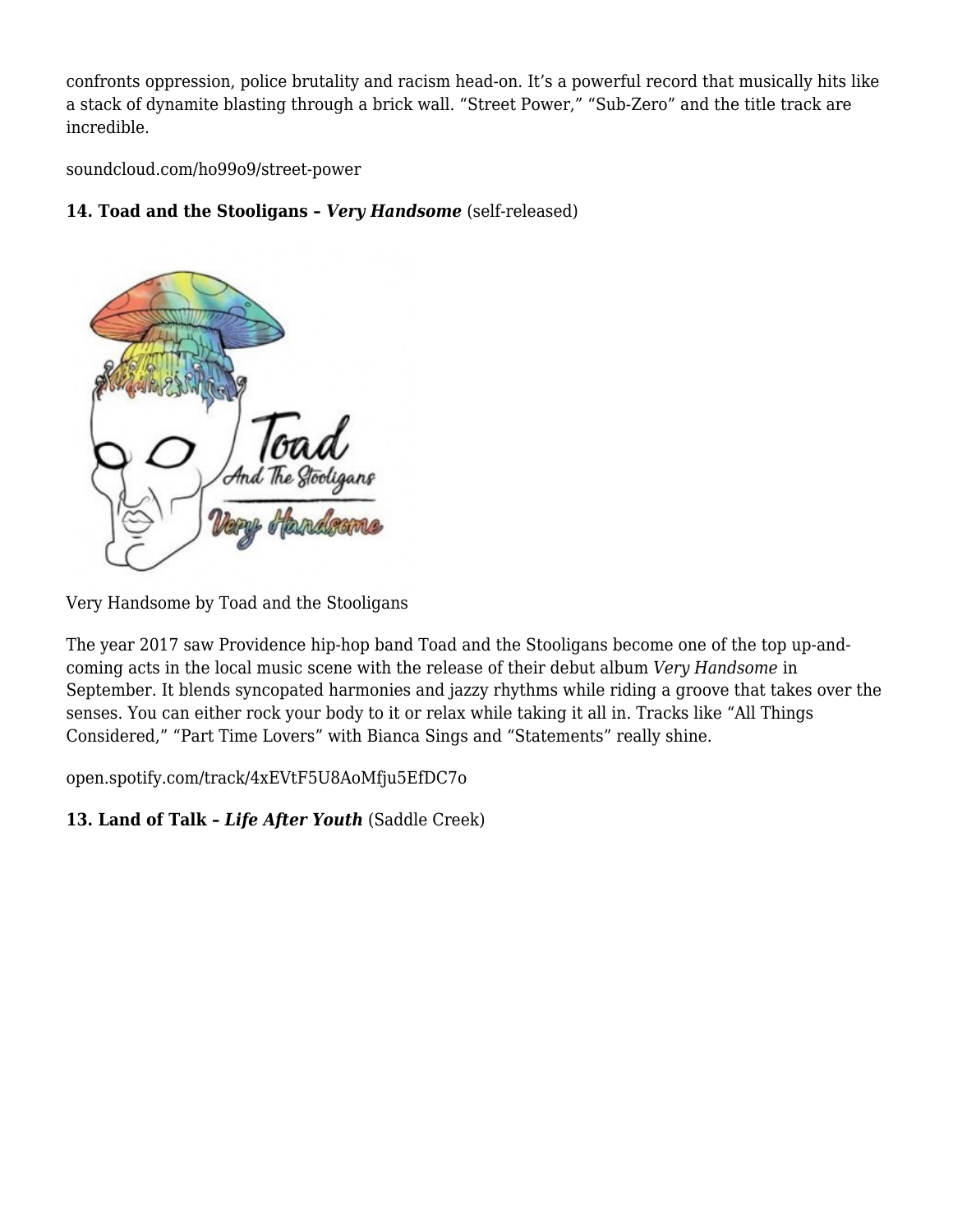confronts oppression, police brutality and racism head-on. It's a powerful record that musically hits like a stack of dynamite blasting through a brick wall. "Street Power," "Sub-Zero" and the title track are incredible.

soundcloud.com/ho99o9/street-power

**14. Toad and the Stooligans – *Very Handsome*** (self-released)

Very Handsome by Toad and the Stooligans

The year 2017 saw Providence hip-hop band Toad and the Stooligans become one of the top up-and-coming acts in the local music scene with the release of their debut album *Very Handsome* in September. It blends syncopated harmonies and jazzy rhythms while riding a groove that takes over the senses. You can either rock your body to it or relax while taking it all in. Tracks like "All Things Considered," "Part Time Lovers" with Bianca Sings and "Statements" really shine.

open.spotify.com/track/4xEVtF5U8AoMfju5EfDC7o

**13. Land of Talk – *Life After Youth*** (Saddle Creek)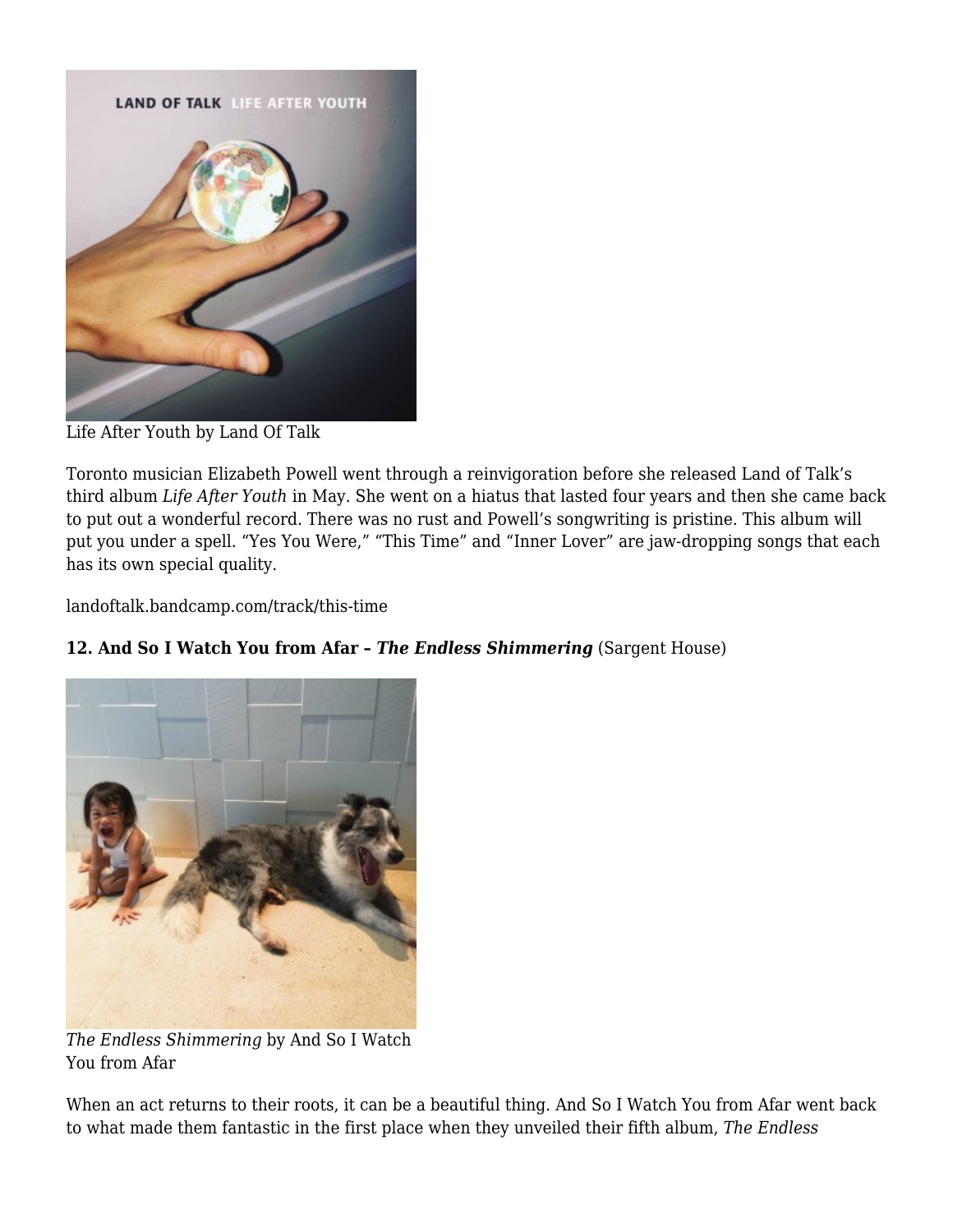Life After Youth by Land Of Talk

Toronto musician Elizabeth Powell went through a reinvigoration before she released Land of Talk's third album *Life After Youth* in May. She went on a hiatus that lasted four years and then she came back to put out a wonderful record. There was no rust and Powell's songwriting is pristine. This album will put you under a spell. "Yes You Were," "This Time" and "Inner Lover" are jaw-dropping songs that each has its own special quality.

landoftalk.bandcamp.com/track/this-time

**12. And So I Watch You from Afar – *The Endless Shimmering*** (Sargent House)

*The Endless Shimmering* by And So I Watch You from Afar

When an act returns to their roots, it can be a beautiful thing. And So I Watch You from Afar went back to what made them fantastic in the first place when they unveiled their fifth album, *The Endless*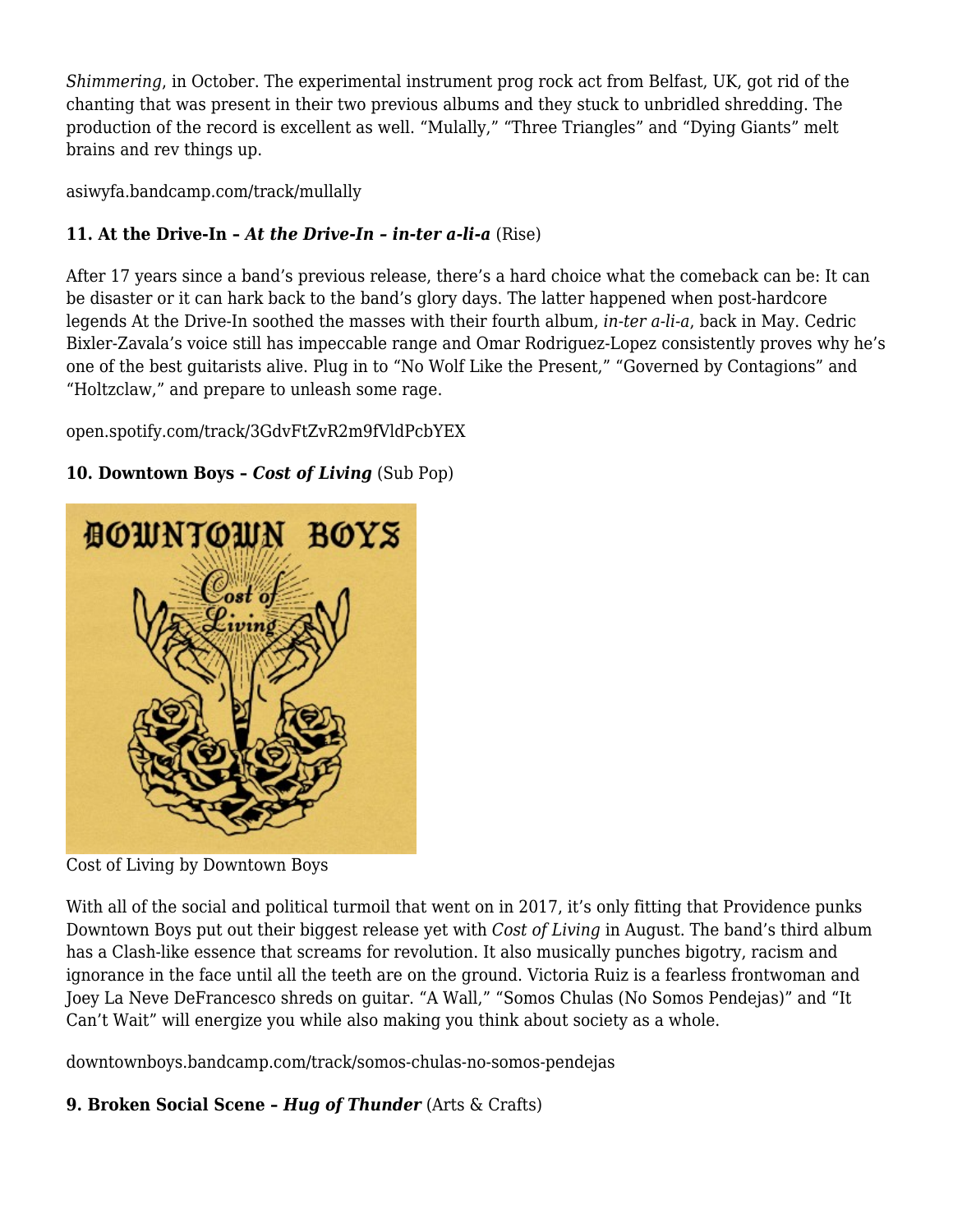*Shimmering*, in October. The experimental instrument prog rock act from Belfast, UK, got rid of the chanting that was present in their two previous albums and they stuck to unbridled shredding. The production of the record is excellent as well. "Mulally," "Three Triangles" and "Dying Giants" melt brains and rev things up.

asiwyfa.bandcamp.com/track/mullally

**11. At the Drive-In – *At the Drive-In – in-ter a-li-a*** (Rise)

After 17 years since a band's previous release, there's a hard choice what the comeback can be: It can be disaster or it can hark back to the band's glory days. The latter happened when post-hardcore legends At the Drive-In soothed the masses with their fourth album, *in-ter a-li-a*, back in May. Cedric Bixler-Zavala's voice still has impeccable range and Omar Rodriguez-Lopez consistently proves why he's one of the best guitarists alive. Plug in to "No Wolf Like the Present," "Governed by Contagions" and "Holtzclaw," and prepare to unleash some rage.

open.spotify.com/track/3GdvFtZvR2m9fVldPcbYEX

**10. Downtown Boys – *Cost of Living*** (Sub Pop)

Cost of Living by Downtown Boys

With all of the social and political turmoil that went on in 2017, it's only fitting that Providence punks Downtown Boys put out their biggest release yet with *Cost of Living* in August. The band's third album has a Clash-like essence that screams for revolution. It also musically punches bigotry, racism and ignorance in the face until all the teeth are on the ground. Victoria Ruiz is a fearless frontwoman and Joey La Neve DeFrancesco shreds on guitar. "A Wall," "Somos Chulas (No Somos Pendejas)" and "It Can't Wait" will energize you while also making you think about society as a whole.

downtownboys.bandcamp.com/track/somos-chulas-no-somos-pendejas

**9. Broken Social Scene – *Hug of Thunder*** (Arts & Crafts)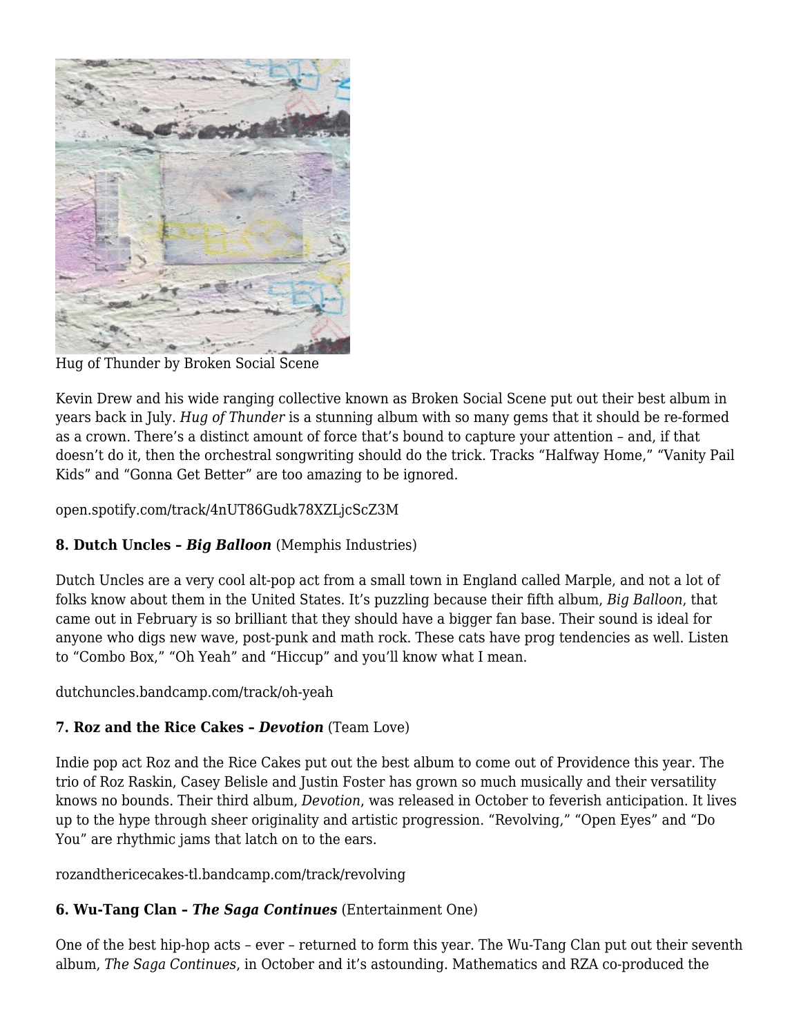Hug of Thunder by Broken Social Scene

Kevin Drew and his wide ranging collective known as Broken Social Scene put out their best album in years back in July. *Hug of Thunder* is a stunning album with so many gems that it should be re-formed as a crown. There's a distinct amount of force that's bound to capture your attention – and, if that doesn't do it, then the orchestral songwriting should do the trick. Tracks "Halfway Home," "Vanity Pail Kids" and "Gonna Get Better" are too amazing to be ignored.

open.spotify.com/track/4nUT86Gudk78XZLjcScZ3M

**8. Dutch Uncles – *Big Balloon*** (Memphis Industries)

Dutch Uncles are a very cool alt-pop act from a small town in England called Marple, and not a lot of folks know about them in the United States. It's puzzling because their fifth album, *Big Balloon*, that came out in February is so brilliant that they should have a bigger fan base. Their sound is ideal for anyone who digs new wave, post-punk and math rock. These cats have prog tendencies as well. Listen to "Combo Box," "Oh Yeah" and "Hiccup" and you'll know what I mean.

dutchuncles.bandcamp.com/track/oh-yeah

**7. Roz and the Rice Cakes – *Devotion*** (Team Love)

Indie pop act Roz and the Rice Cakes put out the best album to come out of Providence this year. The trio of Roz Raskin, Casey Belisle and Justin Foster has grown so much musically and their versatility knows no bounds. Their third album, *Devotion*, was released in October to feverish anticipation. It lives up to the hype through sheer originality and artistic progression. "Revolving," "Open Eyes" and "Do You" are rhythmic jams that latch on to the ears.

rozandthericecakes-tl.bandcamp.com/track/revolving

**6. Wu-Tang Clan – *The Saga Continues*** (Entertainment One)

One of the best hip-hop acts – ever – returned to form this year. The Wu-Tang Clan put out their seventh album, *The Saga Continues*, in October and it's astounding. Mathematics and RZA co-produced the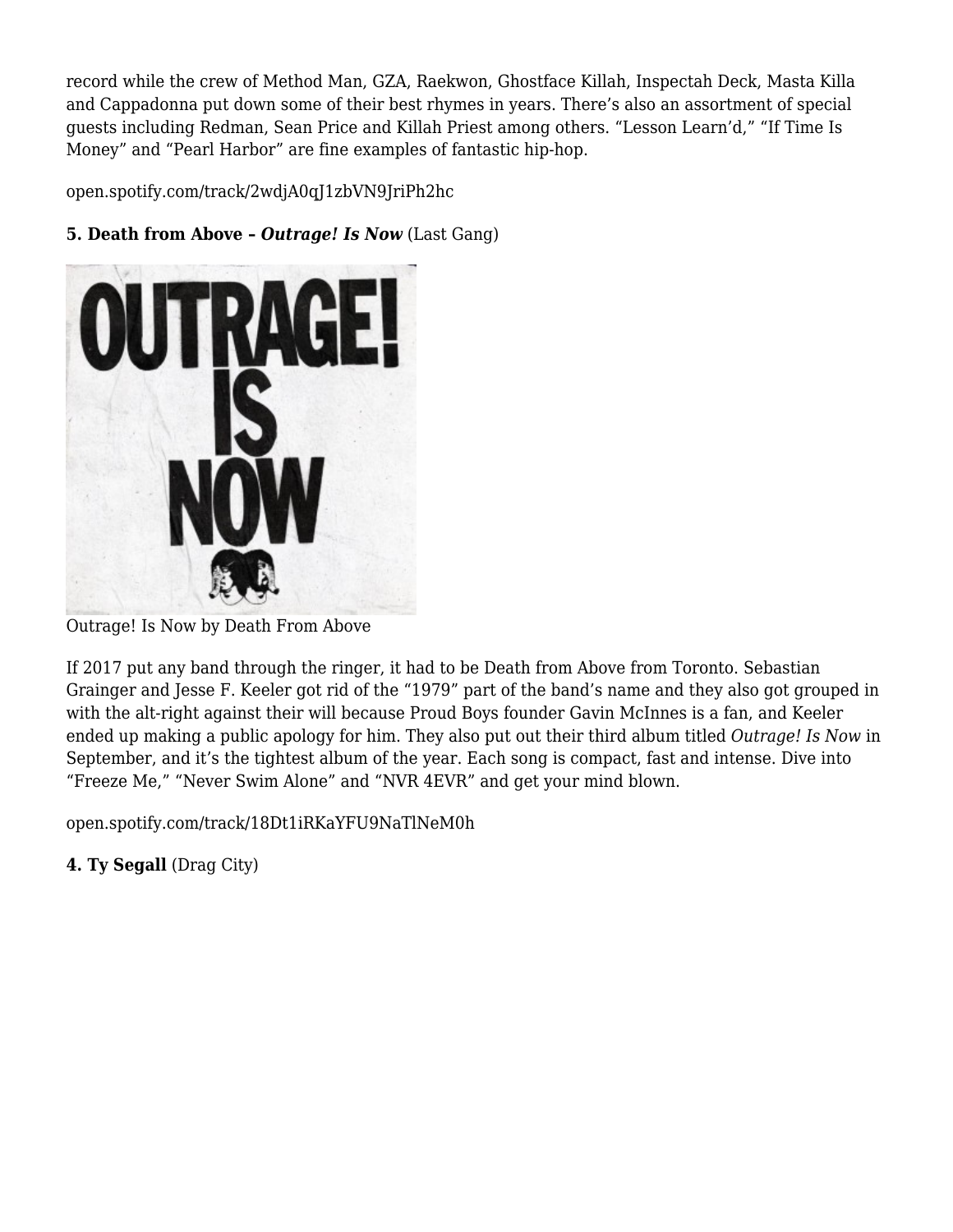record while the crew of Method Man, GZA, Raekwon, Ghostface Killah, Inspectah Deck, Masta Killa and Cappadonna put down some of their best rhymes in years. There’s also an assortment of special guests including Redman, Sean Price and Killah Priest among others. “Lesson Learn’d,” “If Time Is Money” and “Pearl Harbor” are fine examples of fantastic hip-hop.

open.spotify.com/track/2wdjA0qJ1zbVN9JriPh2hc

**5. Death from Above – *Outrage! Is Now*** (Last Gang)

Outrage! Is Now by Death From Above

If 2017 put any band through the ringer, it had to be Death from Above from Toronto. Sebastian Grainger and Jesse F. Keeler got rid of the “1979” part of the band’s name and they also got grouped in with the alt-right against their will because Proud Boys founder Gavin McInnes is a fan, and Keeler ended up making a public apology for him. They also put out their third album titled *Outrage! Is Now* in September, and it’s the tightest album of the year. Each song is compact, fast and intense. Dive into “Freeze Me,” “Never Swim Alone” and “NVR 4EVR” and get your mind blown.

open.spotify.com/track/18Dt1iRKaYFU9NaTlNeM0h

**4. Ty Segall** (Drag City)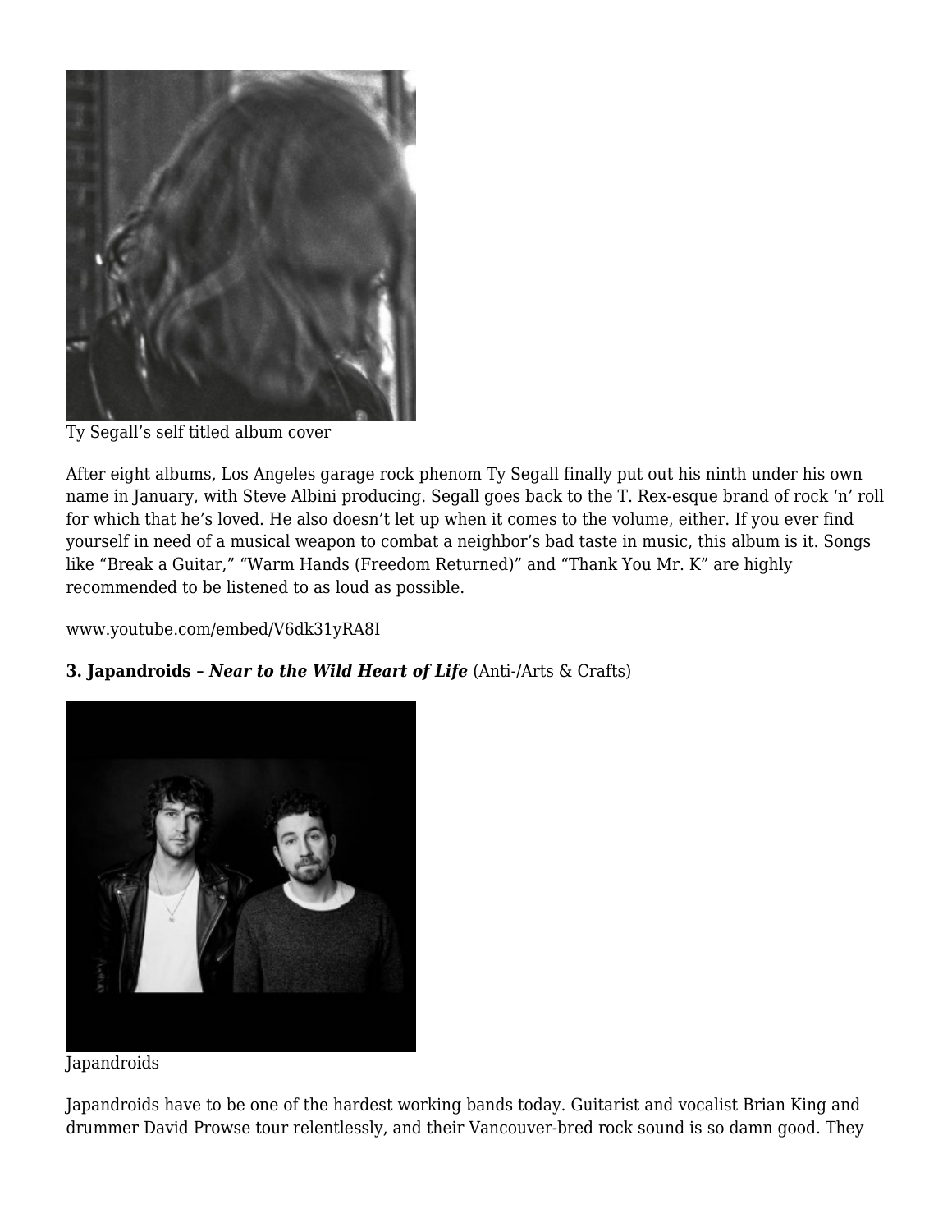Ty Segall's self titled album cover

After eight albums, Los Angeles garage rock phenom Ty Segall finally put out his ninth under his own name in January, with Steve Albini producing. Segall goes back to the T. Rex-esque brand of rock 'n' roll for which that he's loved. He also doesn't let up when it comes to the volume, either. If you ever find yourself in need of a musical weapon to combat a neighbor's bad taste in music, this album is it. Songs like "Break a Guitar," "Warm Hands (Freedom Returned)" and "Thank You Mr. K" are highly recommended to be listened to as loud as possible.

www.youtube.com/embed/V6dk31yRA8I

**3. Japandroids – *Near to the Wild Heart of Life*** (Anti-/Arts & Crafts)

Japandroids

Japandroids have to be one of the hardest working bands today. Guitarist and vocalist Brian King and drummer David Prowse tour relentlessly, and their Vancouver-bred rock sound is so damn good. They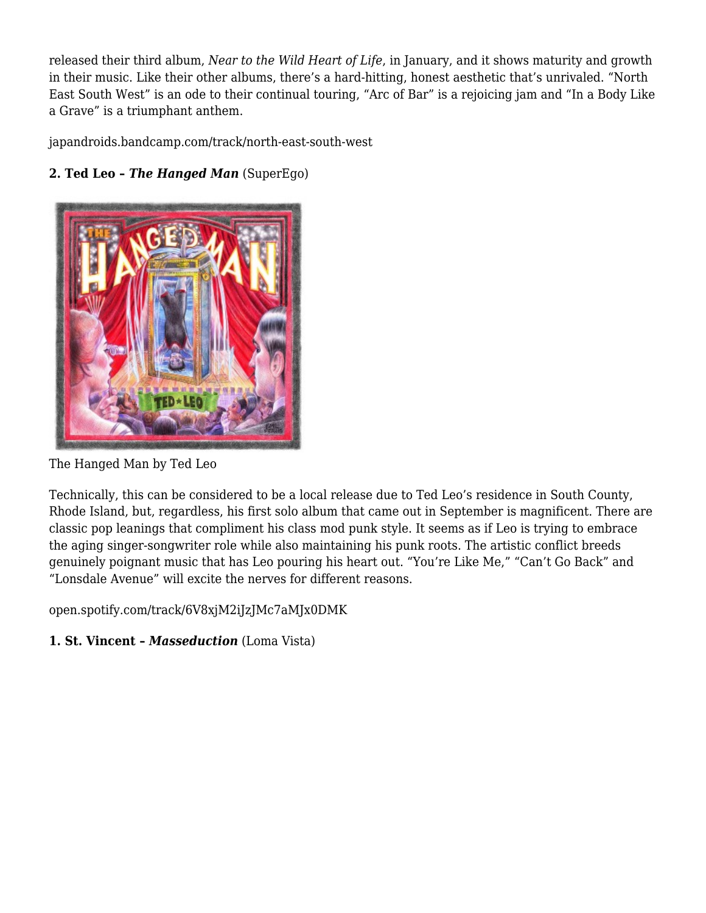released their third album, *Near to the Wild Heart of Life*, in January, and it shows maturity and growth in their music. Like their other albums, there's a hard-hitting, honest aesthetic that's unrivaled. "North East South West" is an ode to their continual touring, "Arc of Bar" is a rejoicing jam and "In a Body Like a Grave" is a triumphant anthem.

japandroids.bandcamp.com/track/north-east-south-west

**2. Ted Leo – *The Hanged Man*** (SuperEgo)

The Hanged Man by Ted Leo

Technically, this can be considered to be a local release due to Ted Leo's residence in South County, Rhode Island, but, regardless, his first solo album that came out in September is magnificent. There are classic pop leanings that compliment his class mod punk style. It seems as if Leo is trying to embrace the aging singer-songwriter role while also maintaining his punk roots. The artistic conflict breeds genuinely poignant music that has Leo pouring his heart out. "You're Like Me," "Can't Go Back" and "Lonsdale Avenue" will excite the nerves for different reasons.

open.spotify.com/track/6V8xjM2iJzJMc7aMJx0DMK

**1. St. Vincent – *Masseduction*** (Loma Vista)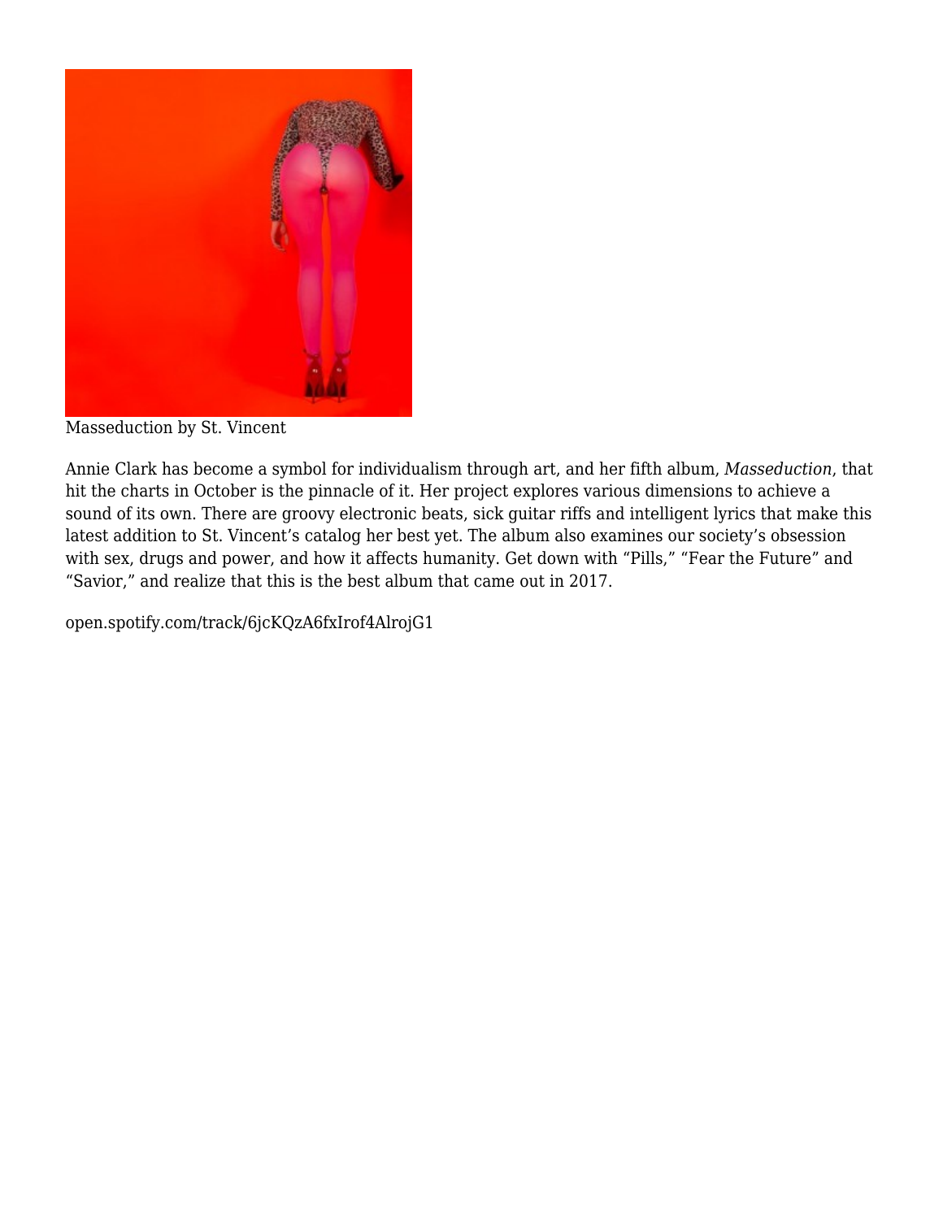Masseduction by St. Vincent

Annie Clark has become a symbol for individualism through art, and her fifth album, *Masseduction*, that hit the charts in October is the pinnacle of it. Her project explores various dimensions to achieve a sound of its own. There are groovy electronic beats, sick guitar riffs and intelligent lyrics that make this latest addition to St. Vincent's catalog her best yet. The album also examines our society's obsession with sex, drugs and power, and how it affects humanity. Get down with "Pills," "Fear the Future" and "Savior," and realize that this is the best album that came out in 2017.

open.spotify.com/track/6jcKQzA6fxIrof4AlrojG1